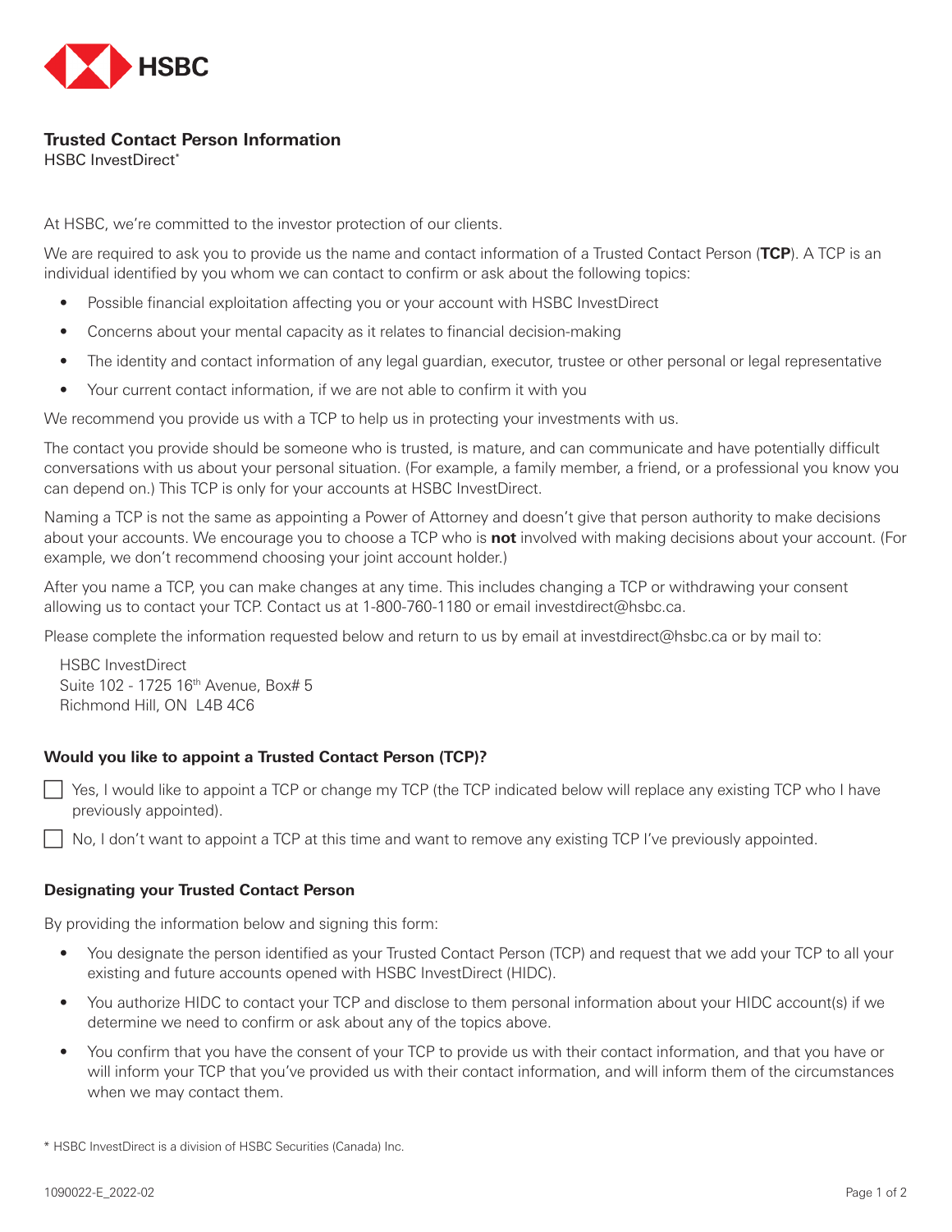HSBC

# Trusted Contact Person Information

HSBC InvestDirect*

At HSBC, we're committed to the investor protection of our clients.

We are required to ask you to provide us the name and contact information of a Trusted Contact Person (**TCP**). A TCP is an individual identified by you whom we can contact to confirm or ask about the following topics:

- Possible financial exploitation affecting you or your account with HSBC InvestDirect
- Concerns about your mental capacity as it relates to financial decision-making
- The identity and contact information of any legal guardian, executor, trustee or other personal or legal representative
- Your current contact information, if we are not able to confirm it with you

We recommend you provide us with a TCP to help us in protecting your investments with us.

The contact you provide should be someone who is trusted, is mature, and can communicate and have potentially difficult conversations with us about your personal situation. (For example, a family member, a friend, or a professional you know you can depend on.) This TCP is only for your accounts at HSBC InvestDirect.

Naming a TCP is not the same as appointing a Power of Attorney and doesn't give that person authority to make decisions about your accounts. We encourage you to choose a TCP who is **not** involved with making decisions about your account. (For example, we don't recommend choosing your joint account holder.)

After you name a TCP, you can make changes at any time. This includes changing a TCP or withdrawing your consent allowing us to contact your TCP. Contact us at 1-800-760-1180 or email investdirect@hsbc.ca.

Please complete the information requested below and return to us by email at investdirect@hsbc.ca or by mail to:

HSBC InvestDirect
Suite 102 - 1725 16th Avenue, Box# 5
Richmond Hill, ON L4B 4C6

### Would you like to appoint a Trusted Contact Person (TCP)?

☐ Yes, I would like to appoint a TCP or change my TCP (the TCP indicated below will replace any existing TCP who I have previously appointed).

☐ No, I don't want to appoint a TCP at this time and want to remove any existing TCP I've previously appointed.

### Designating your Trusted Contact Person

By providing the information below and signing this form:

- You designate the person identified as your Trusted Contact Person (TCP) and request that we add your TCP to all your existing and future accounts opened with HSBC InvestDirect (HIDC).
- You authorize HIDC to contact your TCP and disclose to them personal information about your HIDC account(s) if we determine we need to confirm or ask about any of the topics above.
- You confirm that you have the consent of your TCP to provide us with their contact information, and that you have or will inform your TCP that you've provided us with their contact information, and will inform them of the circumstances when we may contact them.

* HSBC InvestDirect is a division of HSBC Securities (Canada) Inc.

1090022-E_2022-02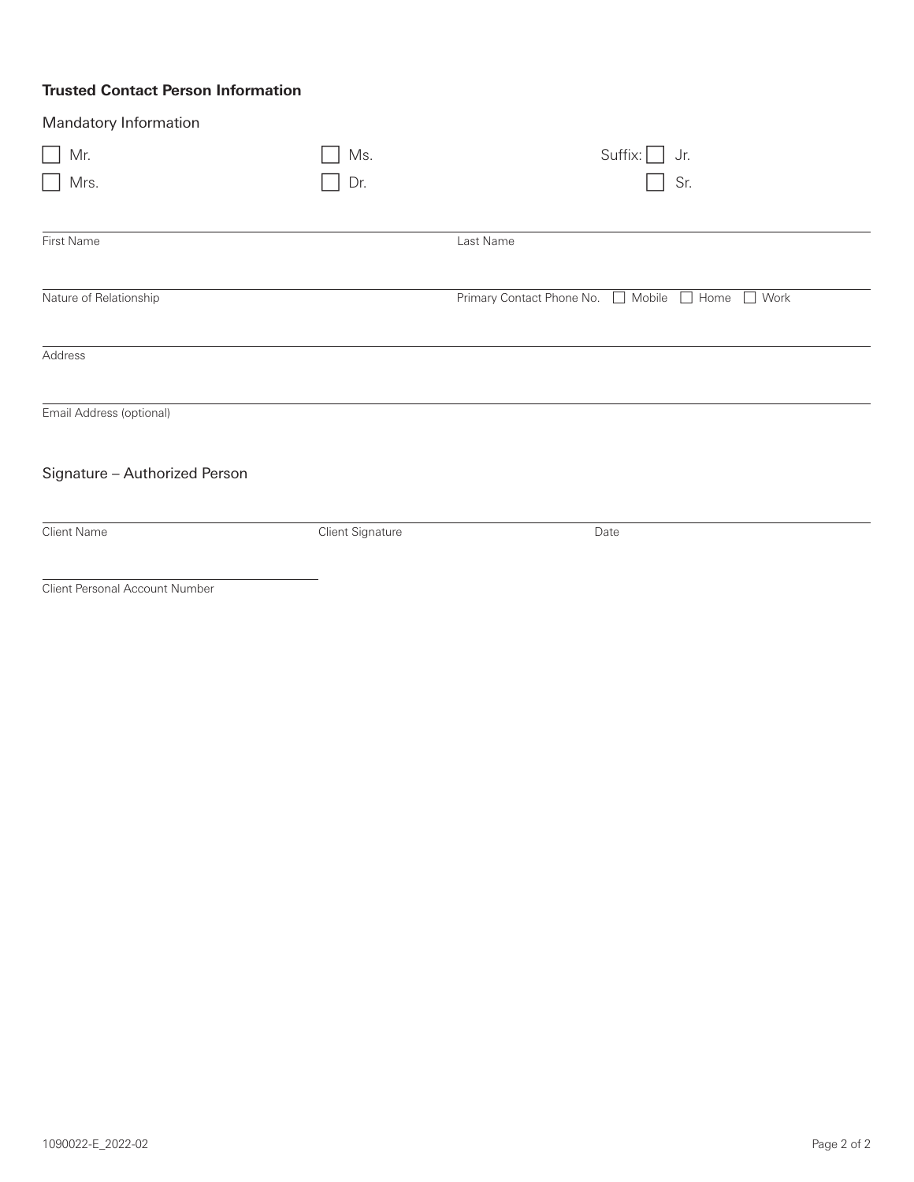**Trusted Contact Person Information**

Mandatory Information

☐ Mr. ☐ Ms. Suffix: ☐ Jr.

☐ Mrs. ☐ Dr. ☐ Sr.

First Name

Last Name

Nature of Relationship

Primary Contact Phone No. ☐ Mobile ☐ Home ☐ Work

Address

Email Address (optional)

Signature – Authorized Person

Client Name

Client Signature

Date

Client Personal Account Number

1090022-E_2022-02